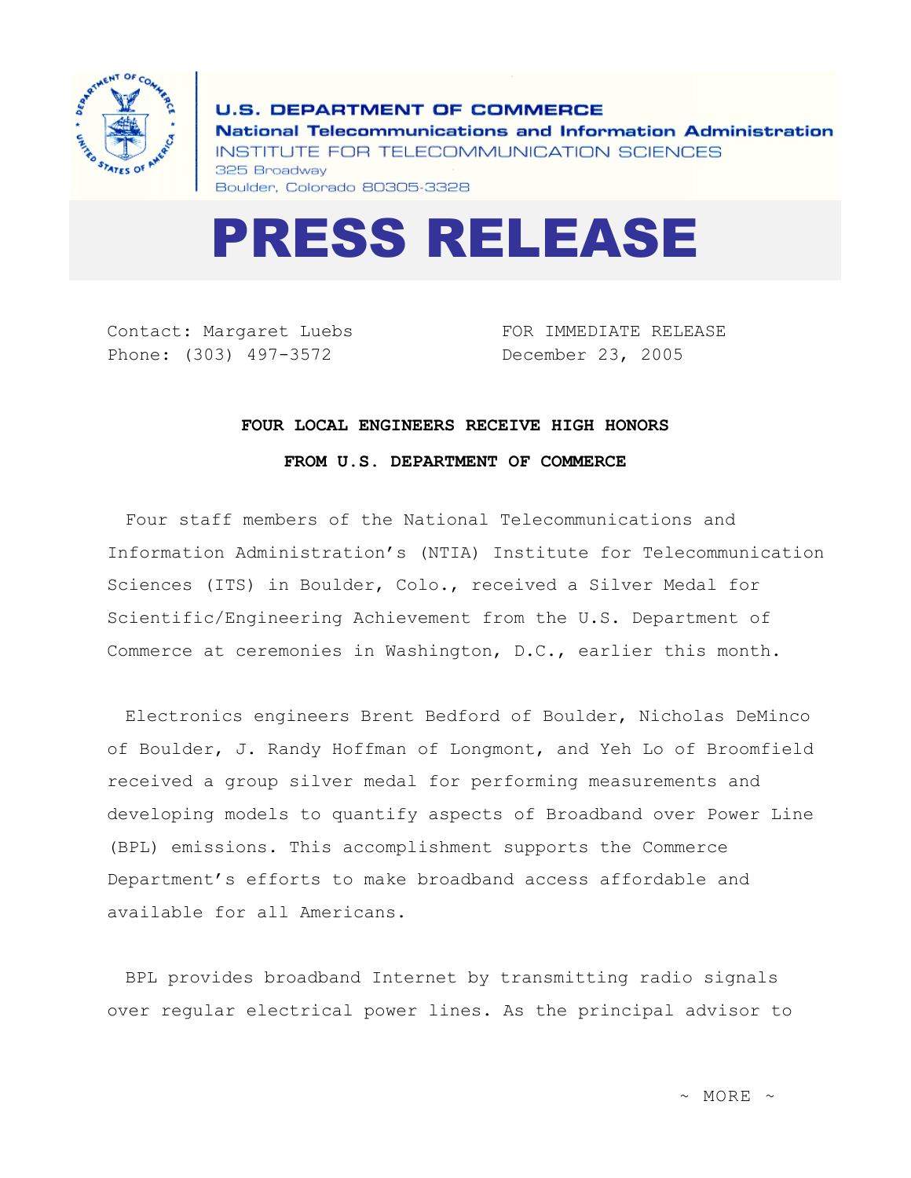**U.S. DEPARTMENT OF COMMERCE**
**National Telecommunications and Information Administration**
INSTITUTE FOR TELECOMMUNICATION SCIENCES
325 Broadway
Boulder, Colorado 80305-3328

# PRESS RELEASE

Contact: Margaret Luebs
Phone: (303) 497-3572

FOR IMMEDIATE RELEASE
December 23, 2005

## FOUR LOCAL ENGINEERS RECEIVE HIGH HONORS FROM U.S. DEPARTMENT OF COMMERCE

Four staff members of the National Telecommunications and Information Administration's (NTIA) Institute for Telecommunication Sciences (ITS) in Boulder, Colo., received a Silver Medal for Scientific/Engineering Achievement from the U.S. Department of Commerce at ceremonies in Washington, D.C., earlier this month.

Electronics engineers Brent Bedford of Boulder, Nicholas DeMinco of Boulder, J. Randy Hoffman of Longmont, and Yeh Lo of Broomfield received a group silver medal for performing measurements and developing models to quantify aspects of Broadband over Power Line (BPL) emissions. This accomplishment supports the Commerce Department's efforts to make broadband access affordable and available for all Americans.

BPL provides broadband Internet by transmitting radio signals over regular electrical power lines. As the principal advisor to

~ MORE ~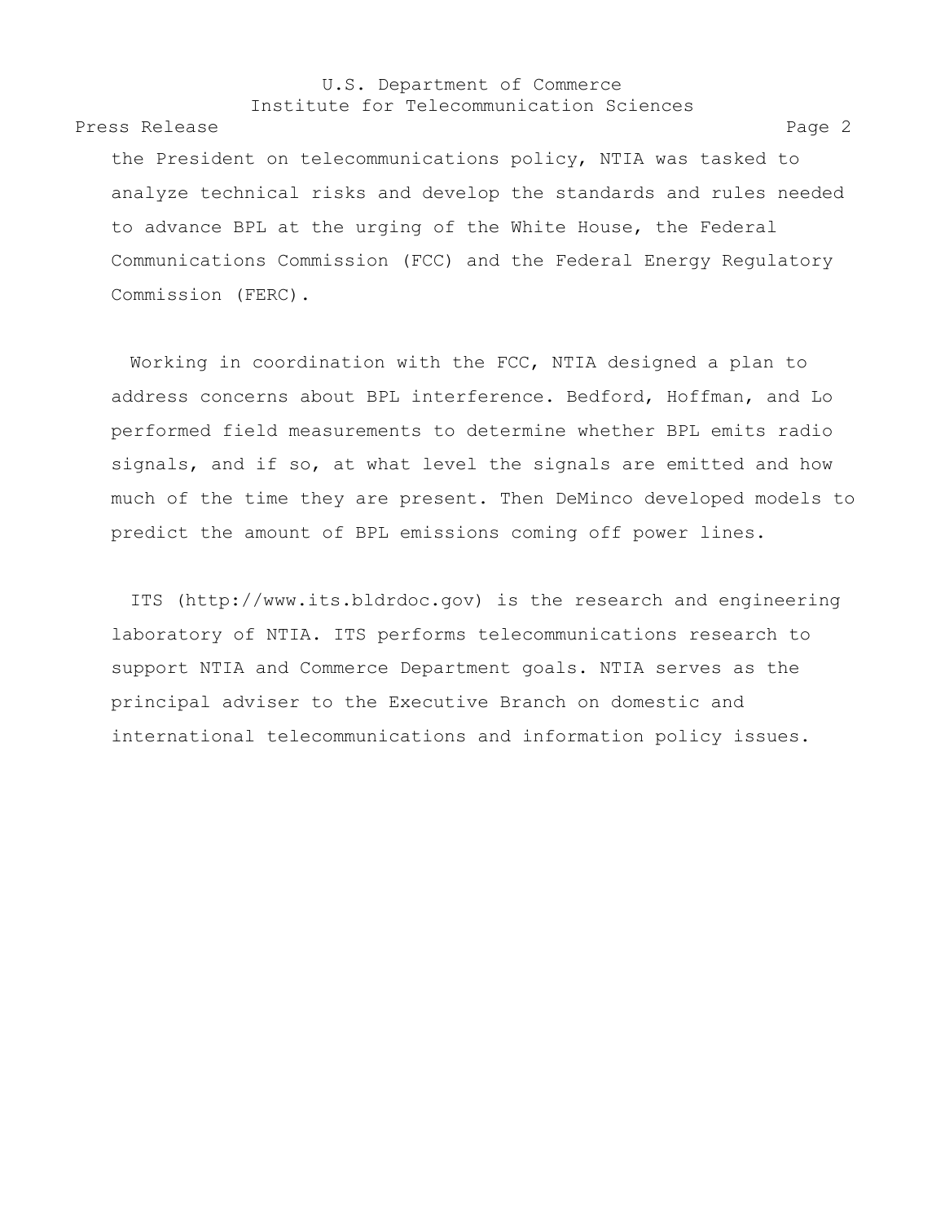the President on telecommunications policy, NTIA was tasked to analyze technical risks and develop the standards and rules needed to advance BPL at the urging of the White House, the Federal Communications Commission (FCC) and the Federal Energy Regulatory Commission (FERC).

Working in coordination with the FCC, NTIA designed a plan to address concerns about BPL interference. Bedford, Hoffman, and Lo performed field measurements to determine whether BPL emits radio signals, and if so, at what level the signals are emitted and how much of the time they are present. Then DeMinco developed models to predict the amount of BPL emissions coming off power lines.

ITS (http://www.its.bldrdoc.gov) is the research and engineering laboratory of NTIA. ITS performs telecommunications research to support NTIA and Commerce Department goals. NTIA serves as the principal adviser to the Executive Branch on domestic and international telecommunications and information policy issues.